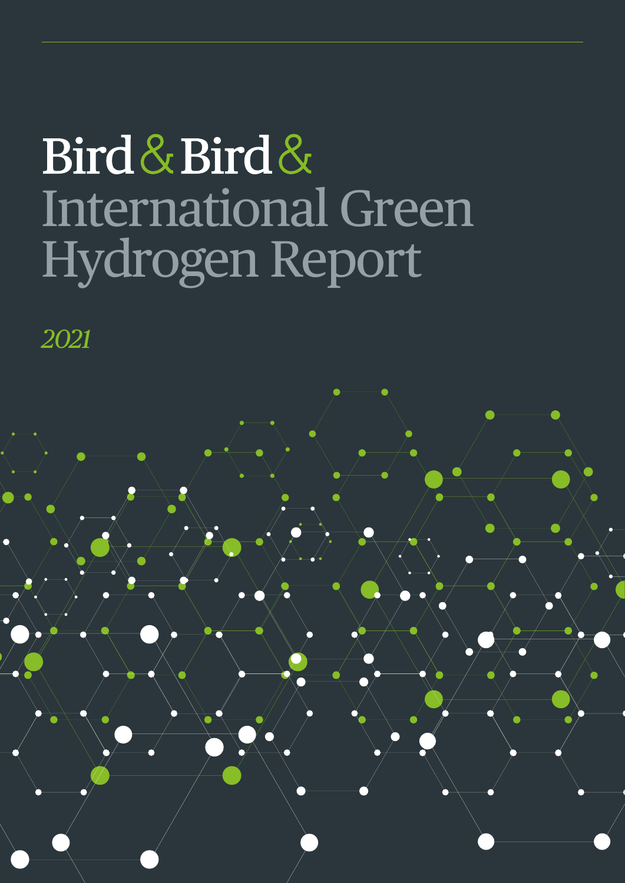# Bird & Bird & International Green Hydrogen Report

*2021*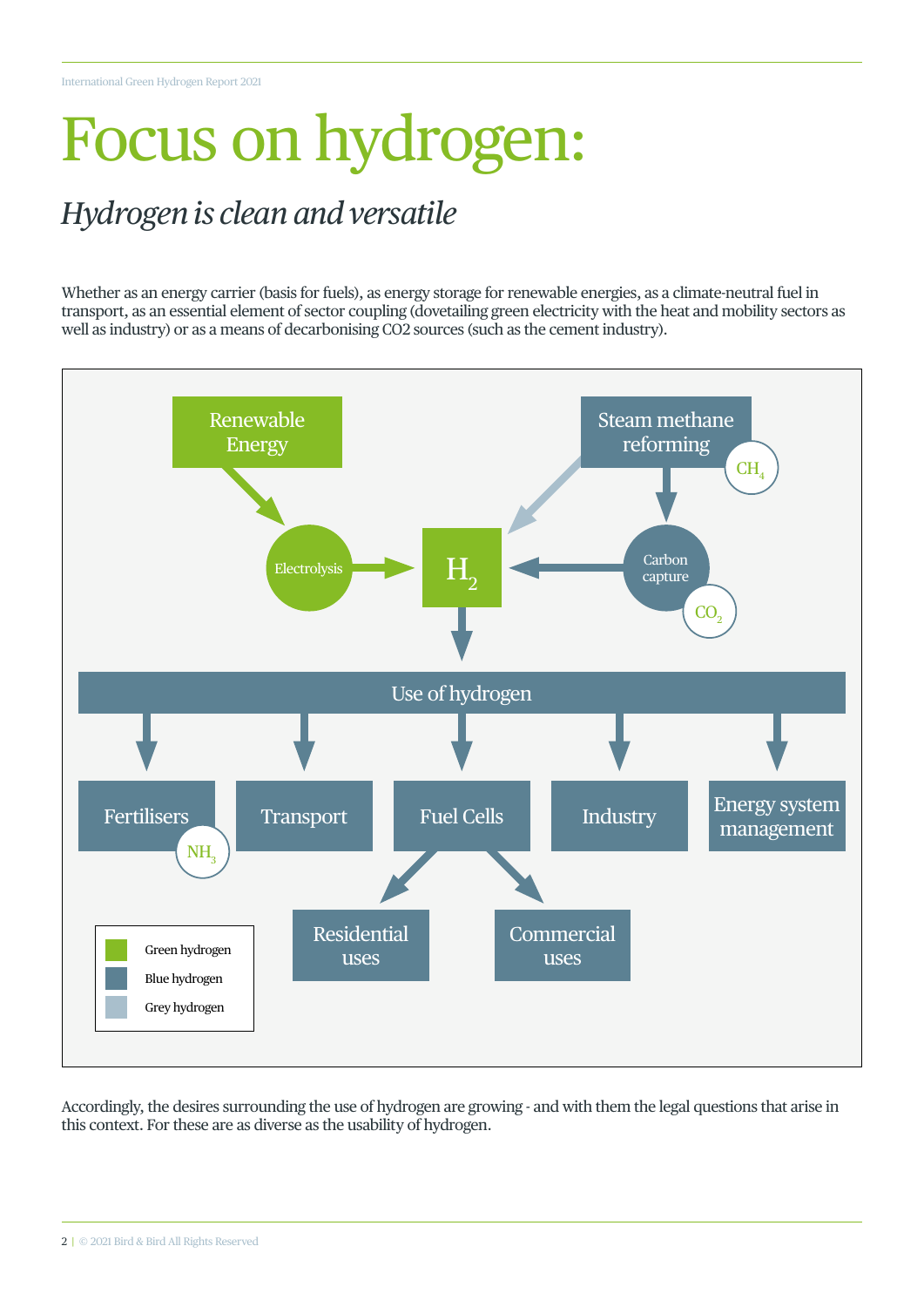# Focus on hydrogen:

## *Hydrogen is clean and versatile*

Whether as an energy carrier (basis for fuels), as energy storage for renewable energies, as a climate-neutral fuel in transport, as an essential element of sector coupling (dovetailing green electricity with the heat and mobility sectors as well as industry) or as a means of decarbonising CO2 sources (such as the cement industry).

Renewable Energy

Electrolysis

Steam methane reforming

$CH_4$

$H_2$

Carbon capture

$CO_2$

Use of hydrogen

Fertilisers

$NH_3$

Transport

Fuel Cells

Industry

Energy system management

Residential uses

Commercial uses

- Green hydrogen
- Blue hydrogen
- Grey hydrogen

Accordingly, the desires surrounding the use of hydrogen are growing - and with them the legal questions that arise in this context. For these are as diverse as the usability of hydrogen.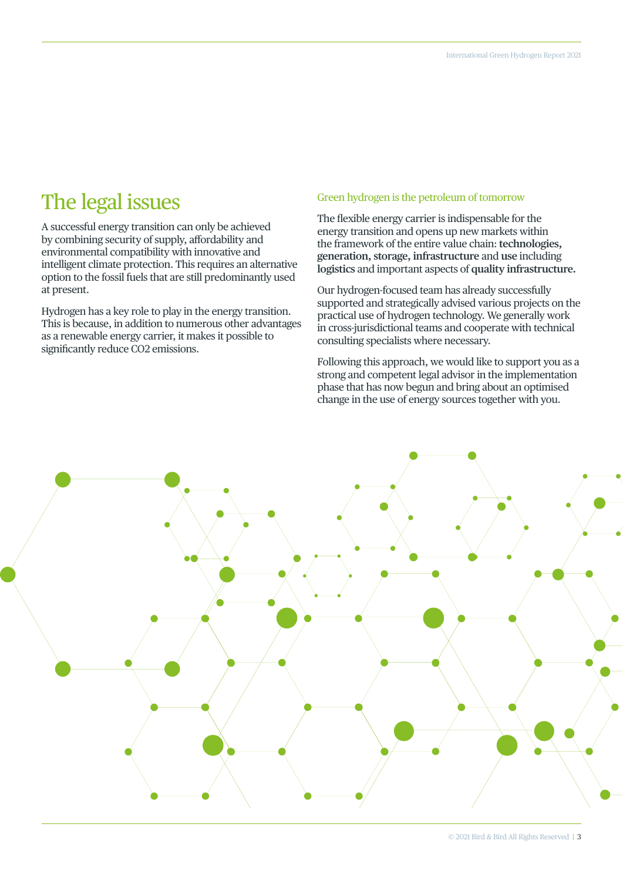# The legal issues

A successful energy transition can only be achieved by combining security of supply, affordability and environmental compatibility with innovative and intelligent climate protection. This requires an alternative option to the fossil fuels that are still predominantly used at present.

Hydrogen has a key role to play in the energy transition. This is because, in addition to numerous other advantages as a renewable energy carrier, it makes it possible to significantly reduce CO2 emissions.

## Green hydrogen is the petroleum of tomorrow

The flexible energy carrier is indispensable for the energy transition and opens up new markets within the framework of the entire value chain: **technologies, generation, storage, infrastructure** and **use** including **logistics** and important aspects of **quality infrastructure.**

Our hydrogen-focused team has already successfully supported and strategically advised various projects on the practical use of hydrogen technology. We generally work in cross-jurisdictional teams and cooperate with technical consulting specialists where necessary.

Following this approach, we would like to support you as a strong and competent legal advisor in the implementation phase that has now begun and bring about an optimised change in the use of energy sources together with you.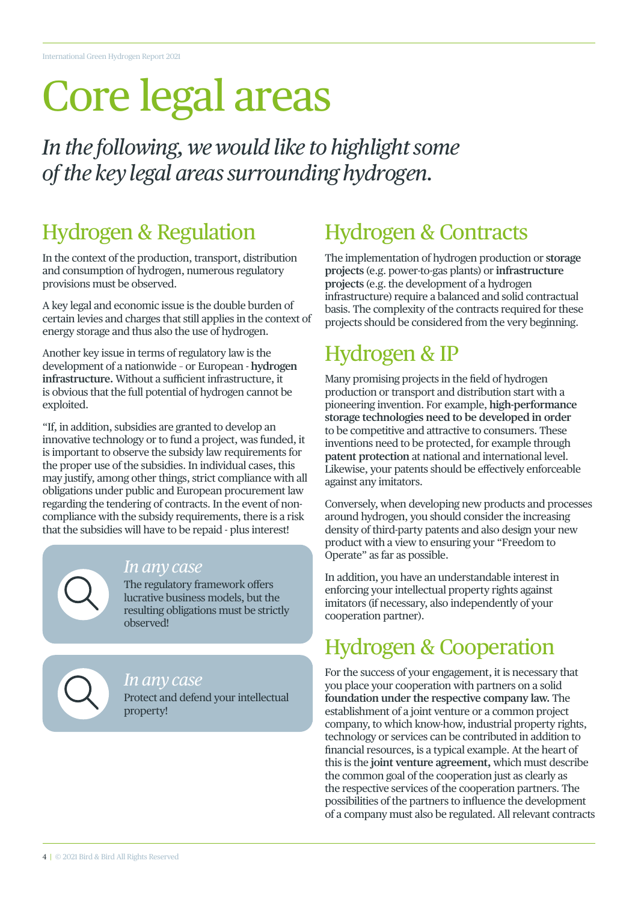# Core legal areas

*In the following, we would like to highlight some of the key legal areas surrounding hydrogen.*

## Hydrogen & Regulation

In the context of the production, transport, distribution and consumption of hydrogen, numerous regulatory provisions must be observed.

A key legal and economic issue is the double burden of certain levies and charges that still applies in the context of energy storage and thus also the use of hydrogen.

Another key issue in terms of regulatory law is the development of a nationwide - or European - **hydrogen infrastructure.** Without a sufficient infrastructure, it is obvious that the full potential of hydrogen cannot be exploited.

"If, in addition, subsidies are granted to develop an innovative technology or to fund a project, was funded, it is important to observe the subsidy law requirements for the proper use of the subsidies. In individual cases, this may justify, among other things, strict compliance with all obligations under public and European procurement law regarding the tendering of contracts. In the event of non-compliance with the subsidy requirements, there is a risk that the subsidies will have to be repaid - plus interest!

> *In any case*
>
> The regulatory framework offers lucrative business models, but the resulting obligations must be strictly observed!

> *In any case*
>
> Protect and defend your intellectual property!

## Hydrogen & Contracts

The implementation of hydrogen production or **storage projects** (e.g. power-to-gas plants) or **infrastructure projects** (e.g. the development of a hydrogen infrastructure) require a balanced and solid contractual basis. The complexity of the contracts required for these projects should be considered from the very beginning.

## Hydrogen & IP

Many promising projects in the field of hydrogen production or transport and distribution start with a pioneering invention. For example, **high-performance storage technologies need to be developed in order** to be competitive and attractive to consumers. These inventions need to be protected, for example through **patent protection** at national and international level. Likewise, your patents should be effectively enforceable against any imitators.

Conversely, when developing new products and processes around hydrogen, you should consider the increasing density of third-party patents and also design your new product with a view to ensuring your "Freedom to Operate" as far as possible.

In addition, you have an understandable interest in enforcing your intellectual property rights against imitators (if necessary, also independently of your cooperation partner).

## Hydrogen & Cooperation

For the success of your engagement, it is necessary that you place your cooperation with partners on a solid **foundation under the respective company law.** The establishment of a joint venture or a common project company, to which know-how, industrial property rights, technology or services can be contributed in addition to financial resources, is a typical example. At the heart of this is the **joint venture agreement,** which must describe the common goal of the cooperation just as clearly as the respective services of the cooperation partners. The possibilities of the partners to influence the development of a company must also be regulated. All relevant contracts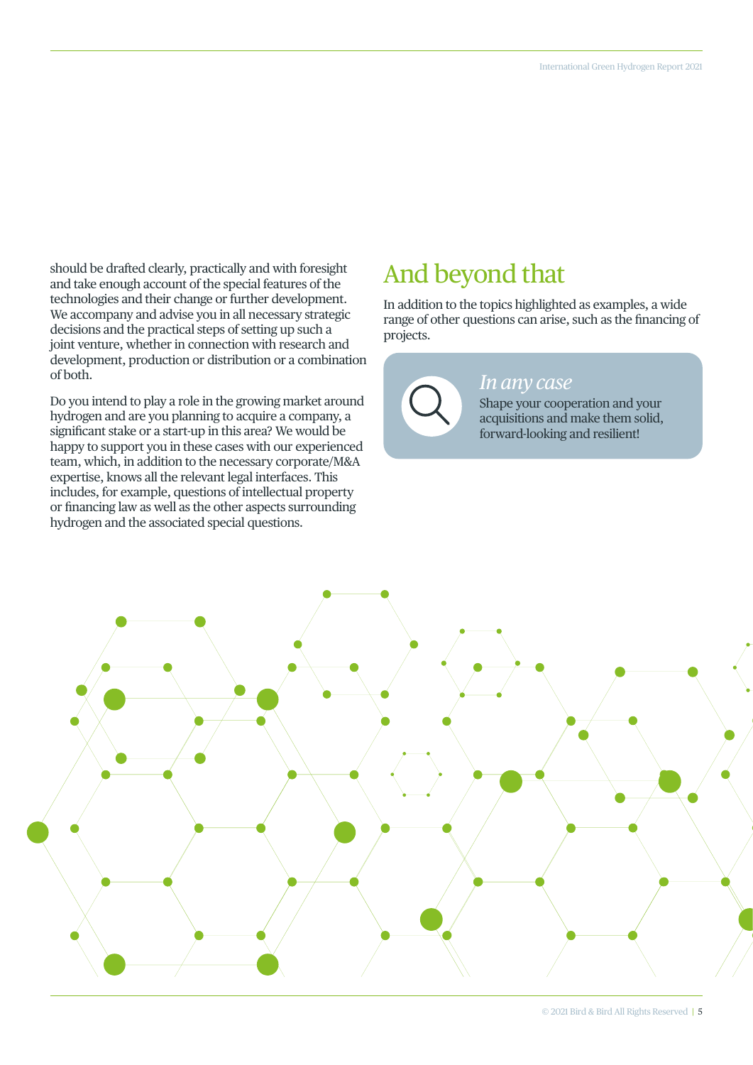should be drafted clearly, practically and with foresight and take enough account of the special features of the technologies and their change or further development. We accompany and advise you in all necessary strategic decisions and the practical steps of setting up such a joint venture, whether in connection with research and development, production or distribution or a combination of both.

Do you intend to play a role in the growing market around hydrogen and are you planning to acquire a company, a significant stake or a start-up in this area? We would be happy to support you in these cases with our experienced team, which, in addition to the necessary corporate/M&A expertise, knows all the relevant legal interfaces. This includes, for example, questions of intellectual property or financing law as well as the other aspects surrounding hydrogen and the associated special questions.

## And beyond that

In addition to the topics highlighted as examples, a wide range of other questions can arise, such as the financing of projects.

*In any case*

Shape your cooperation and your acquisitions and make them solid, forward-looking and resilient!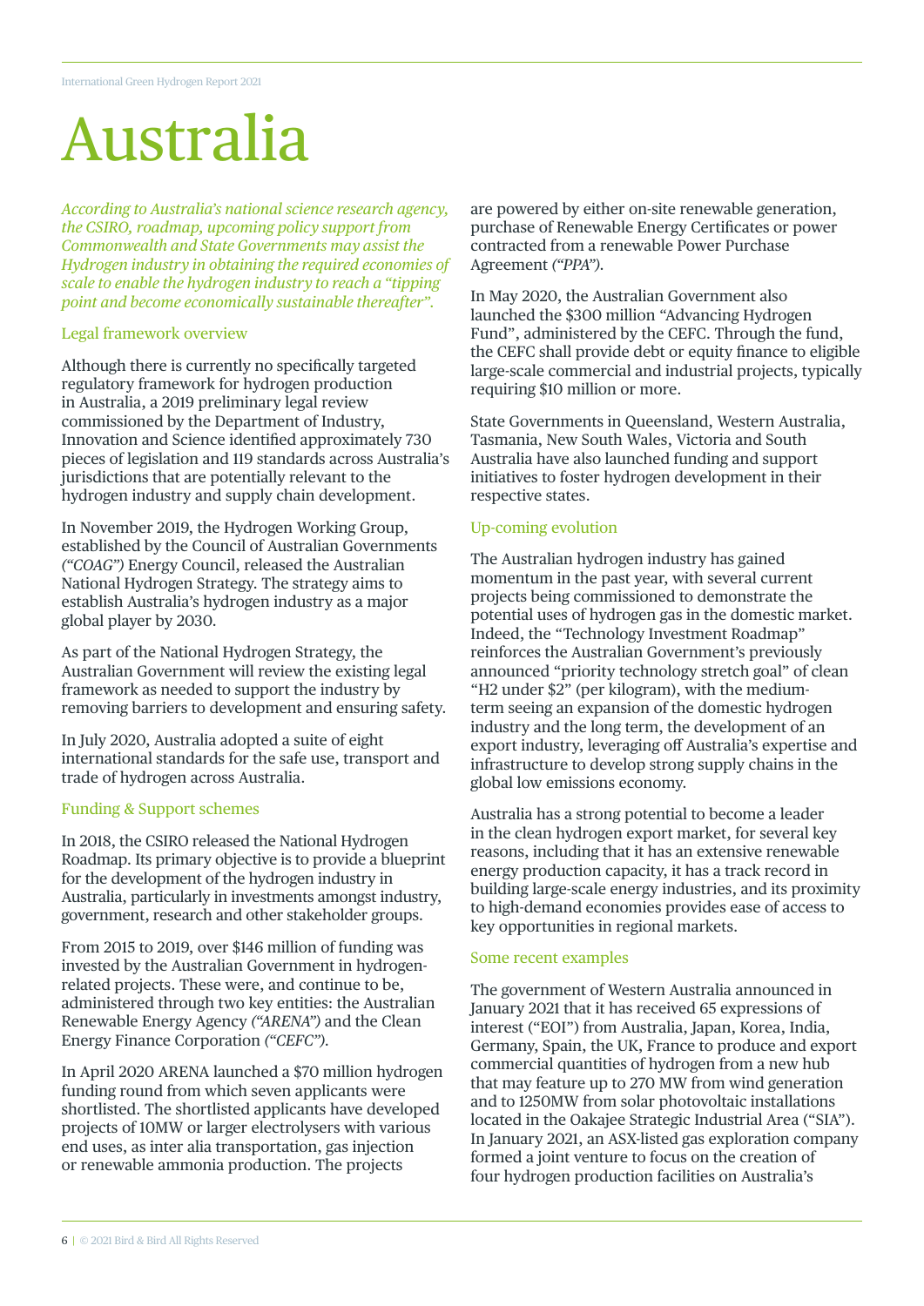# Australia

*According to Australia's national science research agency, the CSIRO, roadmap, upcoming policy support from Commonwealth and State Governments may assist the Hydrogen industry in obtaining the required economies of scale to enable the hydrogen industry to reach a "tipping point and become economically sustainable thereafter".*

## Legal framework overview

Although there is currently no specifically targeted regulatory framework for hydrogen production in Australia, a 2019 preliminary legal review commissioned by the Department of Industry, Innovation and Science identified approximately 730 pieces of legislation and 119 standards across Australia's jurisdictions that are potentially relevant to the hydrogen industry and supply chain development.

In November 2019, the Hydrogen Working Group, established by the Council of Australian Governments *("COAG")* Energy Council, released the Australian National Hydrogen Strategy. The strategy aims to establish Australia's hydrogen industry as a major global player by 2030.

As part of the National Hydrogen Strategy, the Australian Government will review the existing legal framework as needed to support the industry by removing barriers to development and ensuring safety.

In July 2020, Australia adopted a suite of eight international standards for the safe use, transport and trade of hydrogen across Australia.

## Funding & Support schemes

In 2018, the CSIRO released the National Hydrogen Roadmap. Its primary objective is to provide a blueprint for the development of the hydrogen industry in Australia, particularly in investments amongst industry, government, research and other stakeholder groups.

From 2015 to 2019, over $146 million of funding was invested by the Australian Government in hydrogen-related projects. These were, and continue to be, administered through two key entities: the Australian Renewable Energy Agency *("ARENA")* and the Clean Energy Finance Corporation *("CEFC")*.

In April 2020 ARENA launched a $70 million hydrogen funding round from which seven applicants were shortlisted. The shortlisted applicants have developed projects of 10MW or larger electrolysers with various end uses, as inter alia transportation, gas injection or renewable ammonia production. The projects are powered by either on-site renewable generation, purchase of Renewable Energy Certificates or power contracted from a renewable Power Purchase Agreement *("PPA")*.

In May 2020, the Australian Government also launched the $300 million "Advancing Hydrogen Fund", administered by the CEFC. Through the fund, the CEFC shall provide debt or equity finance to eligible large-scale commercial and industrial projects, typically requiring $10 million or more.

State Governments in Queensland, Western Australia, Tasmania, New South Wales, Victoria and South Australia have also launched funding and support initiatives to foster hydrogen development in their respective states.

## Up-coming evolution

The Australian hydrogen industry has gained momentum in the past year, with several current projects being commissioned to demonstrate the potential uses of hydrogen gas in the domestic market. Indeed, the "Technology Investment Roadmap" reinforces the Australian Government's previously announced "priority technology stretch goal" of clean "H2 under $2" (per kilogram), with the medium-term seeing an expansion of the domestic hydrogen industry and the long term, the development of an export industry, leveraging off Australia's expertise and infrastructure to develop strong supply chains in the global low emissions economy.

Australia has a strong potential to become a leader in the clean hydrogen export market, for several key reasons, including that it has an extensive renewable energy production capacity, it has a track record in building large-scale energy industries, and its proximity to high-demand economies provides ease of access to key opportunities in regional markets.

## Some recent examples

The government of Western Australia announced in January 2021 that it has received 65 expressions of interest ("EOI") from Australia, Japan, Korea, India, Germany, Spain, the UK, France to produce and export commercial quantities of hydrogen from a new hub that may feature up to 270 MW from wind generation and to 1250MW from solar photovoltaic installations located in the Oakajee Strategic Industrial Area ("SIA"). In January 2021, an ASX-listed gas exploration company formed a joint venture to focus on the creation of four hydrogen production facilities on Australia's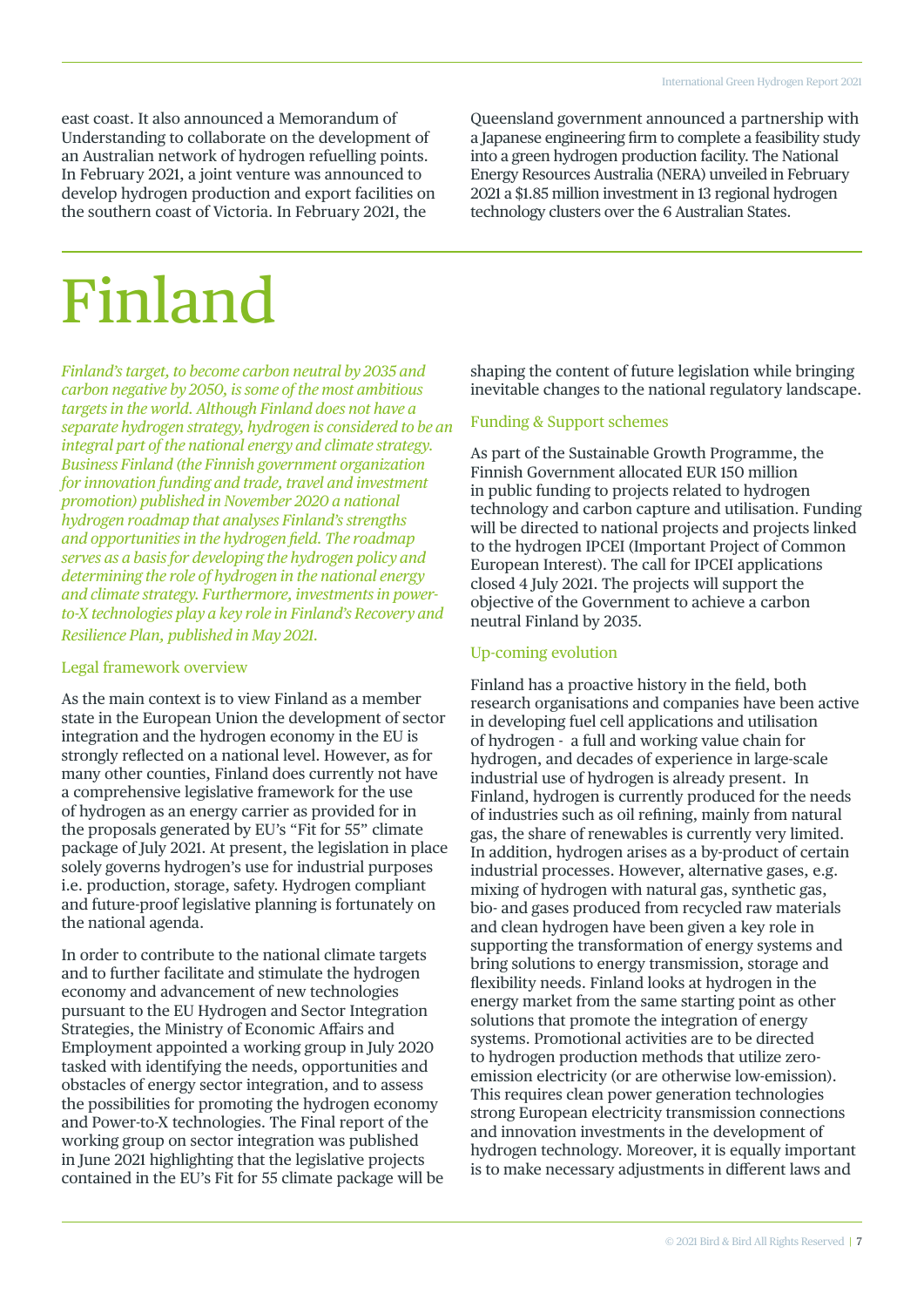east coast. It also announced a Memorandum of Understanding to collaborate on the development of an Australian network of hydrogen refuelling points. In February 2021, a joint venture was announced to develop hydrogen production and export facilities on the southern coast of Victoria. In February 2021, the Queensland government announced a partnership with a Japanese engineering firm to complete a feasibility study into a green hydrogen production facility. The National Energy Resources Australia (NERA) unveiled in February 2021 a $1.85 million investment in 13 regional hydrogen technology clusters over the 6 Australian States.

# Finland

*Finland's target, to become carbon neutral by 2035 and carbon negative by 2050, is some of the most ambitious targets in the world. Although Finland does not have a separate hydrogen strategy, hydrogen is considered to be an integral part of the national energy and climate strategy. Business Finland (the Finnish government organization for innovation funding and trade, travel and investment promotion) published in November 2020 a national hydrogen roadmap that analyses Finland's strengths and opportunities in the hydrogen field. The roadmap serves as a basis for developing the hydrogen policy and determining the role of hydrogen in the national energy and climate strategy. Furthermore, investments in power-to-X technologies play a key role in Finland's Recovery and Resilience Plan, published in May 2021.*

## Legal framework overview

As the main context is to view Finland as a member state in the European Union the development of sector integration and the hydrogen economy in the EU is strongly reflected on a national level. However, as for many other counties, Finland does currently not have a comprehensive legislative framework for the use of hydrogen as an energy carrier as provided for in the proposals generated by EU's "Fit for 55" climate package of July 2021. At present, the legislation in place solely governs hydrogen's use for industrial purposes i.e. production, storage, safety. Hydrogen compliant and future-proof legislative planning is fortunately on the national agenda.

In order to contribute to the national climate targets and to further facilitate and stimulate the hydrogen economy and advancement of new technologies pursuant to the EU Hydrogen and Sector Integration Strategies, the Ministry of Economic Affairs and Employment appointed a working group in July 2020 tasked with identifying the needs, opportunities and obstacles of energy sector integration, and to assess the possibilities for promoting the hydrogen economy and Power-to-X technologies. The Final report of the working group on sector integration was published in June 2021 highlighting that the legislative projects contained in the EU's Fit for 55 climate package will be shaping the content of future legislation while bringing inevitable changes to the national regulatory landscape.

## Funding & Support schemes

As part of the Sustainable Growth Programme, the Finnish Government allocated EUR 150 million in public funding to projects related to hydrogen technology and carbon capture and utilisation. Funding will be directed to national projects and projects linked to the hydrogen IPCEI (Important Project of Common European Interest). The call for IPCEI applications closed 4 July 2021. The projects will support the objective of the Government to achieve a carbon neutral Finland by 2035.

## Up-coming evolution

Finland has a proactive history in the field, both research organisations and companies have been active in developing fuel cell applications and utilisation of hydrogen - a full and working value chain for hydrogen, and decades of experience in large-scale industrial use of hydrogen is already present. In Finland, hydrogen is currently produced for the needs of industries such as oil refining, mainly from natural gas, the share of renewables is currently very limited. In addition, hydrogen arises as a by-product of certain industrial processes. However, alternative gases, e.g. mixing of hydrogen with natural gas, synthetic gas, bio- and gases produced from recycled raw materials and clean hydrogen have been given a key role in supporting the transformation of energy systems and bring solutions to energy transmission, storage and flexibility needs. Finland looks at hydrogen in the energy market from the same starting point as other solutions that promote the integration of energy systems. Promotional activities are to be directed to hydrogen production methods that utilize zero-emission electricity (or are otherwise low-emission). This requires clean power generation technologies strong European electricity transmission connections and innovation investments in the development of hydrogen technology. Moreover, it is equally important is to make necessary adjustments in different laws and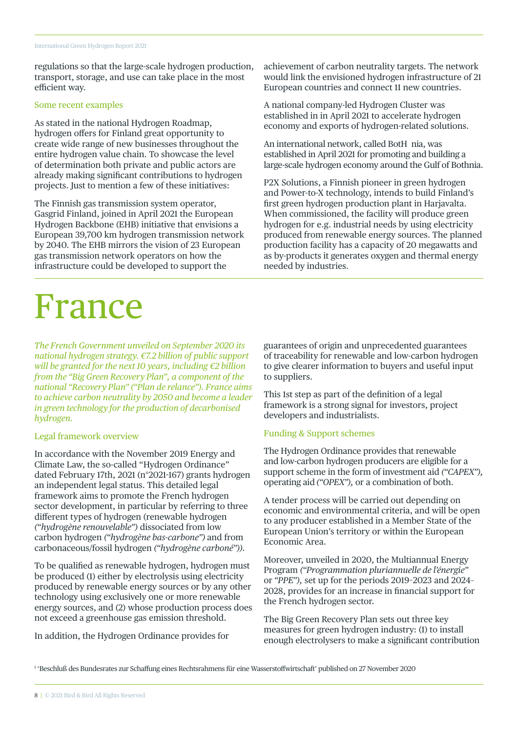regulations so that the large-scale hydrogen production, transport, storage, and use can take place in the most efficient way.

### Some recent examples

As stated in the national Hydrogen Roadmap, hydrogen offers for Finland great opportunity to create wide range of new businesses throughout the entire hydrogen value chain. To showcase the level of determination both private and public actors are already making significant contributions to hydrogen projects. Just to mention a few of these initiatives:

The Finnish gas transmission system operator, Gasgrid Finland, joined in April 2021 the European Hydrogen Backbone (EHB) initiative that envisions a European 39,700 km hydrogen transmission network by 2040. The EHB mirrors the vision of 23 European gas transmission network operators on how the infrastructure could be developed to support the achievement of carbon neutrality targets. The network would link the envisioned hydrogen infrastructure of 21 European countries and connect 11 new countries.

A national company-led Hydrogen Cluster was established in in April 2021 to accelerate hydrogen economy and exports of hydrogen-related solutions.

An international network, called BotH nia, was established in April 2021 for promoting and building a large-scale hydrogen economy around the Gulf of Bothnia.

P2X Solutions, a Finnish pioneer in green hydrogen and Power-to-X technology, intends to build Finland's first green hydrogen production plant in Harjavalta. When commissioned, the facility will produce green hydrogen for e.g. industrial needs by using electricity produced from renewable energy sources. The planned production facility has a capacity of 20 megawatts and as by-products it generates oxygen and thermal energy needed by industries.

# France

*The French Government unveiled on September 2020 its national hydrogen strategy. €7.2 billion of public support will be granted for the next 10 years, including €2 billion from the "Big Green Recovery Plan", a component of the national "Recovery Plan" ("Plan de relance"). France aims to achieve carbon neutrality by 2050 and become a leader in green technology for the production of decarbonised hydrogen.*

### Legal framework overview

In accordance with the November 2019 Energy and Climate Law, the so-called "Hydrogen Ordinance" dated February 17th, 2021 (n°2021-167) grants hydrogen an independent legal status. This detailed legal framework aims to promote the French hydrogen sector development, in particular by referring to three different types of hydrogen (renewable hydrogen *("hydrogène renouvelable")* dissociated from low carbon hydrogen *("hydrogène bas-carbone")* and from carbonaceous/fossil hydrogen *("hydrogène carboné")).*

To be qualified as renewable hydrogen, hydrogen must be produced (1) either by electrolysis using electricity produced by renewable energy sources or by any other technology using exclusively one or more renewable energy sources, and (2) whose production process does not exceed a greenhouse gas emission threshold.

In addition, the Hydrogen Ordinance provides for guarantees of origin and unprecedented guarantees of traceability for renewable and low-carbon hydrogen to give clearer information to buyers and useful input to suppliers.

This 1st step as part of the definition of a legal framework is a strong signal for investors, project developers and industrialists.

### Funding & Support schemes

The Hydrogen Ordinance provides that renewable and low-carbon hydrogen producers are eligible for a support scheme in the form of investment aid *("CAPEX"),* operating aid *("OPEX"),* or a combination of both.

A tender process will be carried out depending on economic and environmental criteria, and will be open to any producer established in a Member State of the European Union's territory or within the European Economic Area.

Moreover, unveiled in 2020, the Multiannual Energy Program *("Programmation pluriannuelle de l'énergie"* or *"PPE"),* set up for the periods 2019-2023 and 2024-2028, provides for an increase in financial support for the French hydrogen sector.

The Big Green Recovery Plan sets out three key measures for green hydrogen industry: (1) to install enough electrolysers to make a significant contribution

[1] 'Beschluß des Bundesrates zur Schaffung eines Rechtsrahmens für eine Wasserstoffwirtschaft' published on 27 November 2020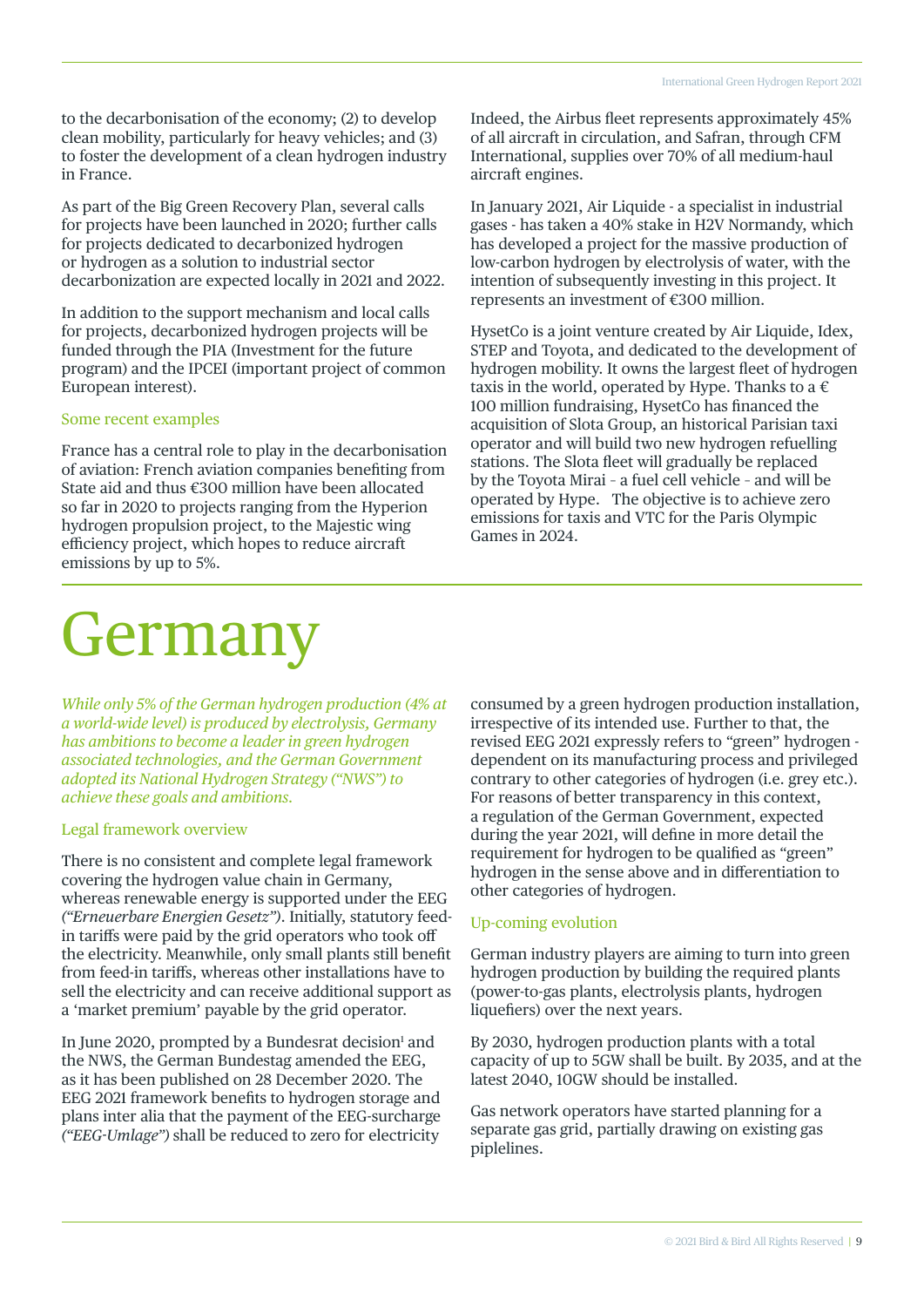to the decarbonisation of the economy; (2) to develop clean mobility, particularly for heavy vehicles; and (3) to foster the development of a clean hydrogen industry in France.

As part of the Big Green Recovery Plan, several calls for projects have been launched in 2020; further calls for projects dedicated to decarbonized hydrogen or hydrogen as a solution to industrial sector decarbonization are expected locally in 2021 and 2022.

In addition to the support mechanism and local calls for projects, decarbonized hydrogen projects will be funded through the PIA (Investment for the future program) and the IPCEI (important project of common European interest).

### Some recent examples

France has a central role to play in the decarbonisation of aviation: French aviation companies benefiting from State aid and thus €300 million have been allocated so far in 2020 to projects ranging from the Hyperion hydrogen propulsion project, to the Majestic wing efficiency project, which hopes to reduce aircraft emissions by up to 5%.

Indeed, the Airbus fleet represents approximately 45% of all aircraft in circulation, and Safran, through CFM International, supplies over 70% of all medium-haul aircraft engines.

In January 2021, Air Liquide - a specialist in industrial gases - has taken a 40% stake in H2V Normandy, which has developed a project for the massive production of low-carbon hydrogen by electrolysis of water, with the intention of subsequently investing in this project. It represents an investment of €300 million.

HysetCo is a joint venture created by Air Liquide, Idex, STEP and Toyota, and dedicated to the development of hydrogen mobility. It owns the largest fleet of hydrogen taxis in the world, operated by Hype. Thanks to a € 100 million fundraising, HysetCo has financed the acquisition of Slota Group, an historical Parisian taxi operator and will build two new hydrogen refuelling stations. The Slota fleet will gradually be replaced by the Toyota Mirai - a fuel cell vehicle - and will be operated by Hype. The objective is to achieve zero emissions for taxis and VTC for the Paris Olympic Games in 2024.

# Germany

*While only 5% of the German hydrogen production (4% at a world-wide level) is produced by electrolysis, Germany has ambitions to become a leader in green hydrogen associated technologies, and the German Government adopted its National Hydrogen Strategy ("NWS") to achieve these goals and ambitions.*

### Legal framework overview

There is no consistent and complete legal framework covering the hydrogen value chain in Germany, whereas renewable energy is supported under the EEG *("Erneuerbare Energien Gesetz")*. Initially, statutory feed-in tariffs were paid by the grid operators who took off the electricity. Meanwhile, only small plants still benefit from feed-in tariffs, whereas other installations have to sell the electricity and can receive additional support as a 'market premium' payable by the grid operator.

In June 2020, prompted by a Bundesrat decision[1] and the NWS, the German Bundestag amended the EEG, as it has been published on 28 December 2020. The EEG 2021 framework benefits to hydrogen storage and plans inter alia that the payment of the EEG-surcharge *("EEG-Umlage")* shall be reduced to zero for electricity consumed by a green hydrogen production installation, irrespective of its intended use. Further to that, the revised EEG 2021 expressly refers to "green" hydrogen - dependent on its manufacturing process and privileged contrary to other categories of hydrogen (i.e. grey etc.). For reasons of better transparency in this context, a regulation of the German Government, expected during the year 2021, will define in more detail the requirement for hydrogen to be qualified as "green" hydrogen in the sense above and in differentiation to other categories of hydrogen.

### Up-coming evolution

German industry players are aiming to turn into green hydrogen production by building the required plants (power-to-gas plants, electrolysis plants, hydrogen liquefiers) over the next years.

By 2030, hydrogen production plants with a total capacity of up to 5GW shall be built. By 2035, and at the latest 2040, 10GW should be installed.

Gas network operators have started planning for a separate gas grid, partially drawing on existing gas piplelines.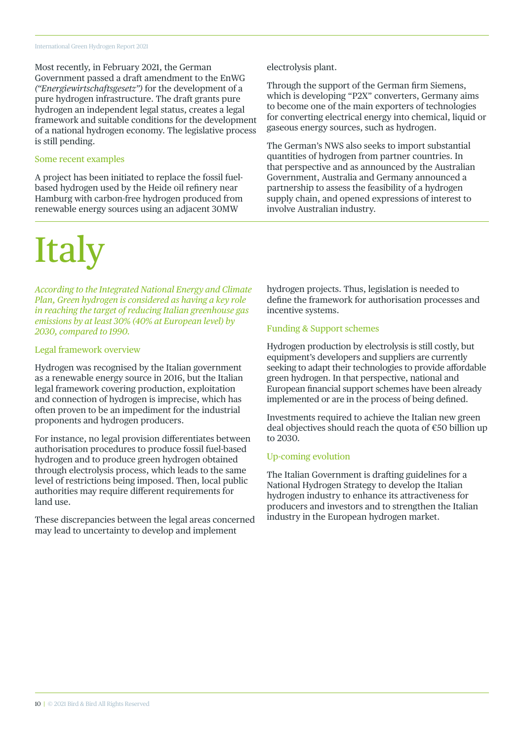Most recently, in February 2021, the German Government passed a draft amendment to the EnWG *("Energiewirtschaftsgesetz")* for the development of a pure hydrogen infrastructure. The draft grants pure hydrogen an independent legal status, creates a legal framework and suitable conditions for the development of a national hydrogen economy. The legislative process is still pending.

### Some recent examples

A project has been initiated to replace the fossil fuel-based hydrogen used by the Heide oil refinery near Hamburg with carbon-free hydrogen produced from renewable energy sources using an adjacent 30MW electrolysis plant.

Through the support of the German firm Siemens, which is developing "P2X" converters, Germany aims to become one of the main exporters of technologies for converting electrical energy into chemical, liquid or gaseous energy sources, such as hydrogen.

The German's NWS also seeks to import substantial quantities of hydrogen from partner countries. In that perspective and as announced by the Australian Government, Australia and Germany announced a partnership to assess the feasibility of a hydrogen supply chain, and opened expressions of interest to involve Australian industry.

# Italy

*According to the Integrated National Energy and Climate Plan, Green hydrogen is considered as having a key role in reaching the target of reducing Italian greenhouse gas emissions by at least 30% (40% at European level) by 2030, compared to 1990.*

### Legal framework overview

Hydrogen was recognised by the Italian government as a renewable energy source in 2016, but the Italian legal framework covering production, exploitation and connection of hydrogen is imprecise, which has often proven to be an impediment for the industrial proponents and hydrogen producers.

For instance, no legal provision differentiates between authorisation procedures to produce fossil fuel-based hydrogen and to produce green hydrogen obtained through electrolysis process, which leads to the same level of restrictions being imposed. Then, local public authorities may require different requirements for land use.

These discrepancies between the legal areas concerned may lead to uncertainty to develop and implement hydrogen projects. Thus, legislation is needed to define the framework for authorisation processes and incentive systems.

### Funding & Support schemes

Hydrogen production by electrolysis is still costly, but equipment's developers and suppliers are currently seeking to adapt their technologies to provide affordable green hydrogen. In that perspective, national and European financial support schemes have been already implemented or are in the process of being defined.

Investments required to achieve the Italian new green deal objectives should reach the quota of €50 billion up to 2030.

### Up-coming evolution

The Italian Government is drafting guidelines for a National Hydrogen Strategy to develop the Italian hydrogen industry to enhance its attractiveness for producers and investors and to strengthen the Italian industry in the European hydrogen market.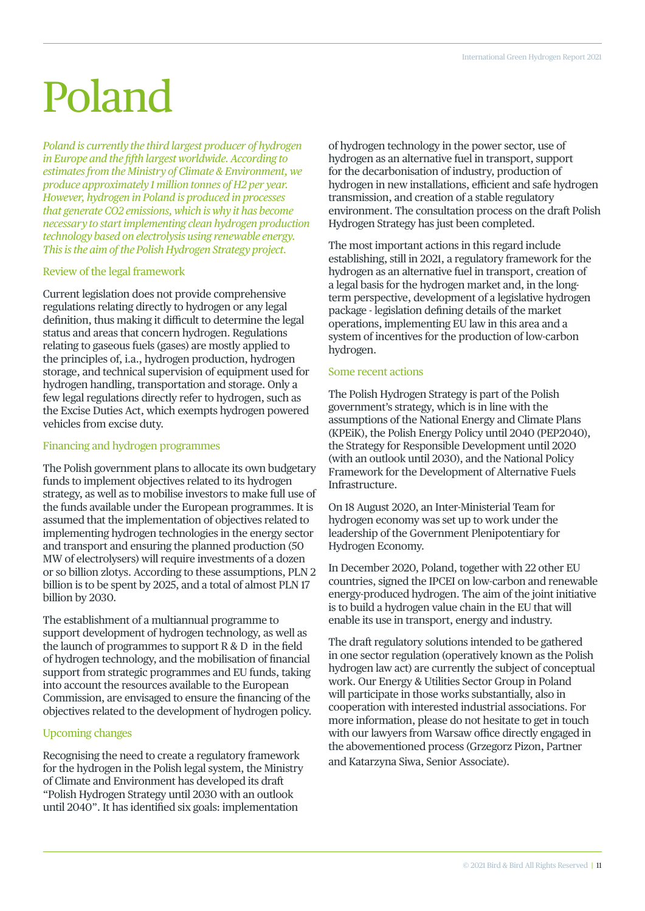# Poland

*Poland is currently the third largest producer of hydrogen in Europe and the fifth largest worldwide. According to estimates from the Ministry of Climate & Environment, we produce approximately 1 million tonnes of H2 per year. However, hydrogen in Poland is produced in processes that generate CO2 emissions, which is why it has become necessary to start implementing clean hydrogen production technology based on electrolysis using renewable energy. This is the aim of the Polish Hydrogen Strategy project.*

## Review of the legal framework

Current legislation does not provide comprehensive regulations relating directly to hydrogen or any legal definition, thus making it difficult to determine the legal status and areas that concern hydrogen. Regulations relating to gaseous fuels (gases) are mostly applied to the principles of, i.a., hydrogen production, hydrogen storage, and technical supervision of equipment used for hydrogen handling, transportation and storage. Only a few legal regulations directly refer to hydrogen, such as the Excise Duties Act, which exempts hydrogen powered vehicles from excise duty.

## Financing and hydrogen programmes

The Polish government plans to allocate its own budgetary funds to implement objectives related to its hydrogen strategy, as well as to mobilise investors to make full use of the funds available under the European programmes. It is assumed that the implementation of objectives related to implementing hydrogen technologies in the energy sector and transport and ensuring the planned production (50 MW of electrolysers) will require investments of a dozen or so billion zlotys. According to these assumptions, PLN 2 billion is to be spent by 2025, and a total of almost PLN 17 billion by 2030.

The establishment of a multiannual programme to support development of hydrogen technology, as well as the launch of programmes to support R & D in the field of hydrogen technology, and the mobilisation of financial support from strategic programmes and EU funds, taking into account the resources available to the European Commission, are envisaged to ensure the financing of the objectives related to the development of hydrogen policy.

## Upcoming changes

Recognising the need to create a regulatory framework for the hydrogen in the Polish legal system, the Ministry of Climate and Environment has developed its draft "Polish Hydrogen Strategy until 2030 with an outlook until 2040". It has identified six goals: implementation of hydrogen technology in the power sector, use of hydrogen as an alternative fuel in transport, support for the decarbonisation of industry, production of hydrogen in new installations, efficient and safe hydrogen transmission, and creation of a stable regulatory environment. The consultation process on the draft Polish Hydrogen Strategy has just been completed.

The most important actions in this regard include establishing, still in 2021, a regulatory framework for the hydrogen as an alternative fuel in transport, creation of a legal basis for the hydrogen market and, in the long-term perspective, development of a legislative hydrogen package - legislation defining details of the market operations, implementing EU law in this area and a system of incentives for the production of low-carbon hydrogen.

## Some recent actions

The Polish Hydrogen Strategy is part of the Polish government's strategy, which is in line with the assumptions of the National Energy and Climate Plans (KPEiK), the Polish Energy Policy until 2040 (PEP2040), the Strategy for Responsible Development until 2020 (with an outlook until 2030), and the National Policy Framework for the Development of Alternative Fuels Infrastructure.

On 18 August 2020, an Inter-Ministerial Team for hydrogen economy was set up to work under the leadership of the Government Plenipotentiary for Hydrogen Economy.

In December 2020, Poland, together with 22 other EU countries, signed the IPCEI on low-carbon and renewable energy-produced hydrogen. The aim of the joint initiative is to build a hydrogen value chain in the EU that will enable its use in transport, energy and industry.

The draft regulatory solutions intended to be gathered in one sector regulation (operatively known as the Polish hydrogen law act) are currently the subject of conceptual work. Our Energy & Utilities Sector Group in Poland will participate in those works substantially, also in cooperation with interested industrial associations. For more information, please do not hesitate to get in touch with our lawyers from Warsaw office directly engaged in the abovementioned process (Grzegorz Pizon, Partner and Katarzyna Siwa, Senior Associate).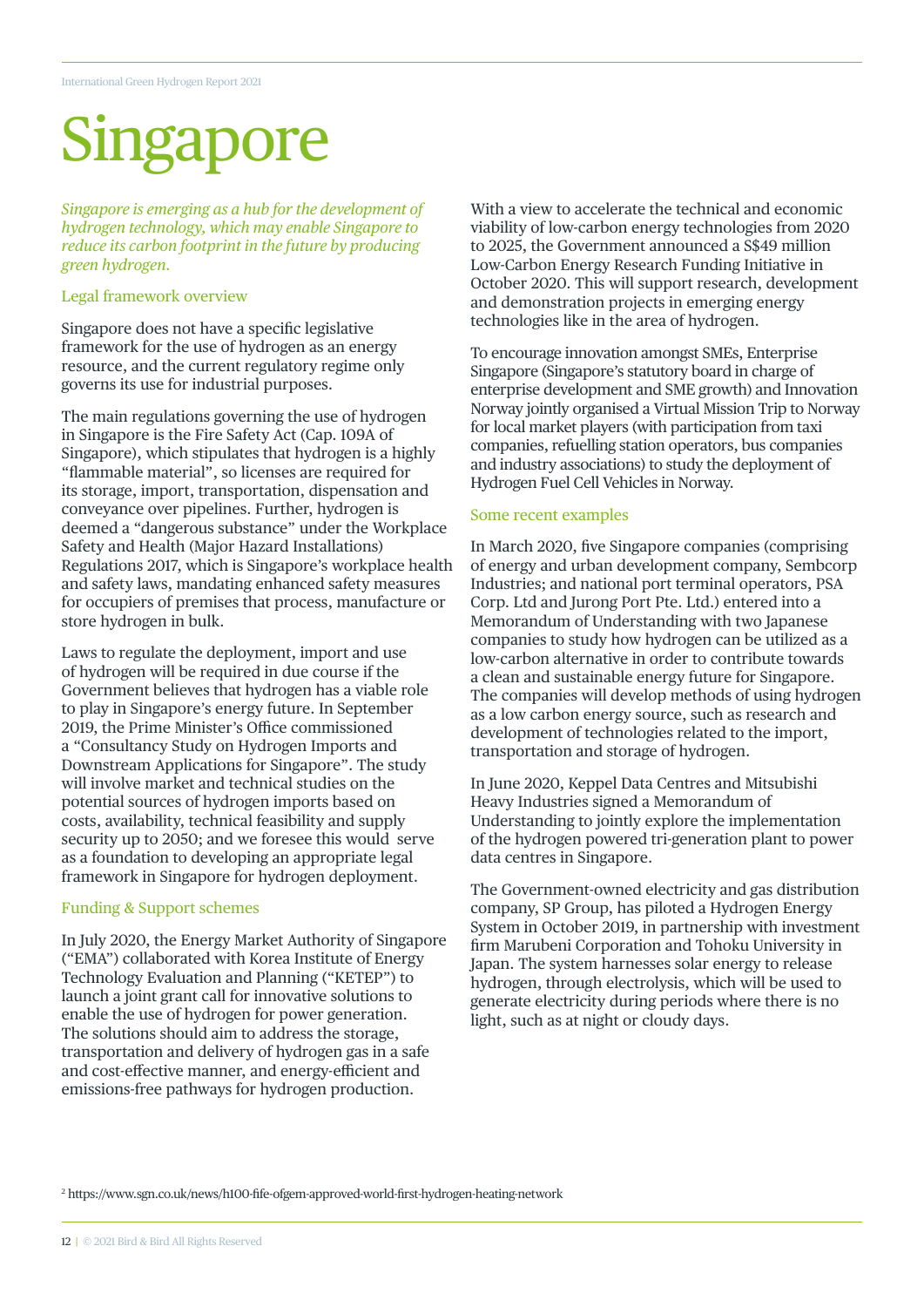# Singapore

*Singapore is emerging as a hub for the development of hydrogen technology, which may enable Singapore to reduce its carbon footprint in the future by producing green hydrogen.*

## Legal framework overview

Singapore does not have a specific legislative framework for the use of hydrogen as an energy resource, and the current regulatory regime only governs its use for industrial purposes.

The main regulations governing the use of hydrogen in Singapore is the Fire Safety Act (Cap. 109A of Singapore), which stipulates that hydrogen is a highly "flammable material", so licenses are required for its storage, import, transportation, dispensation and conveyance over pipelines. Further, hydrogen is deemed a "dangerous substance" under the Workplace Safety and Health (Major Hazard Installations) Regulations 2017, which is Singapore's workplace health and safety laws, mandating enhanced safety measures for occupiers of premises that process, manufacture or store hydrogen in bulk.

Laws to regulate the deployment, import and use of hydrogen will be required in due course if the Government believes that hydrogen has a viable role to play in Singapore's energy future. In September 2019, the Prime Minister's Office commissioned a "Consultancy Study on Hydrogen Imports and Downstream Applications for Singapore". The study will involve market and technical studies on the potential sources of hydrogen imports based on costs, availability, technical feasibility and supply security up to 2050; and we foresee this would serve as a foundation to developing an appropriate legal framework in Singapore for hydrogen deployment.

## Funding & Support schemes

In July 2020, the Energy Market Authority of Singapore ("EMA") collaborated with Korea Institute of Energy Technology Evaluation and Planning ("KETEP") to launch a joint grant call for innovative solutions to enable the use of hydrogen for power generation. The solutions should aim to address the storage, transportation and delivery of hydrogen gas in a safe and cost-effective manner, and energy-efficient and emissions-free pathways for hydrogen production.

With a view to accelerate the technical and economic viability of low-carbon energy technologies from 2020 to 2025, the Government announced a S$49 million Low-Carbon Energy Research Funding Initiative in October 2020. This will support research, development and demonstration projects in emerging energy technologies like in the area of hydrogen.

To encourage innovation amongst SMEs, Enterprise Singapore (Singapore's statutory board in charge of enterprise development and SME growth) and Innovation Norway jointly organised a Virtual Mission Trip to Norway for local market players (with participation from taxi companies, refuelling station operators, bus companies and industry associations) to study the deployment of Hydrogen Fuel Cell Vehicles in Norway.

## Some recent examples

In March 2020, five Singapore companies (comprising of energy and urban development company, Sembcorp Industries; and national port terminal operators, PSA Corp. Ltd and Jurong Port Pte. Ltd.) entered into a Memorandum of Understanding with two Japanese companies to study how hydrogen can be utilized as a low-carbon alternative in order to contribute towards a clean and sustainable energy future for Singapore. The companies will develop methods of using hydrogen as a low carbon energy source, such as research and development of technologies related to the import, transportation and storage of hydrogen.

In June 2020, Keppel Data Centres and Mitsubishi Heavy Industries signed a Memorandum of Understanding to jointly explore the implementation of the hydrogen powered tri-generation plant to power data centres in Singapore.

The Government-owned electricity and gas distribution company, SP Group, has piloted a Hydrogen Energy System in October 2019, in partnership with investment firm Marubeni Corporation and Tohoku University in Japan. The system harnesses solar energy to release hydrogen, through electrolysis, which will be used to generate electricity during periods where there is no light, such as at night or cloudy days.

[2] https://www.sgn.co.uk/news/h100-fife-ofgem-approved-world-first-hydrogen-heating-network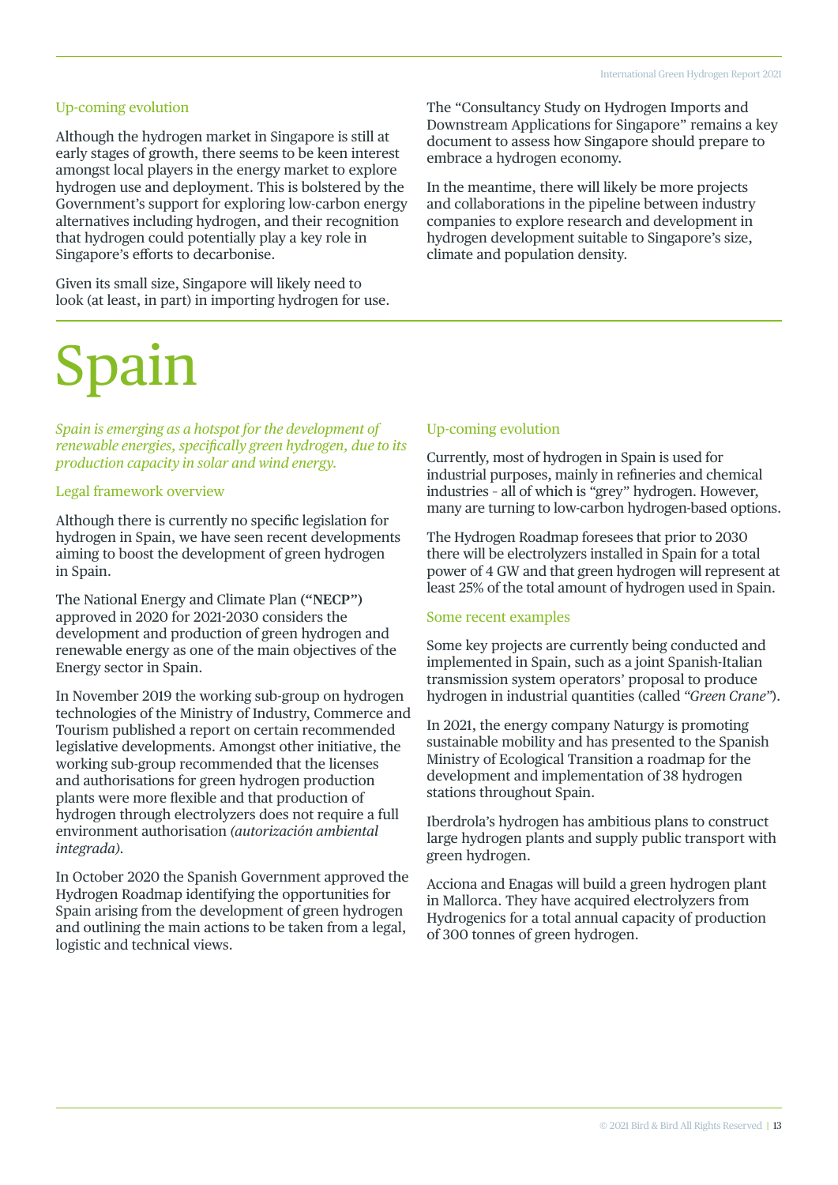### Up-coming evolution

Although the hydrogen market in Singapore is still at early stages of growth, there seems to be keen interest amongst local players in the energy market to explore hydrogen use and deployment. This is bolstered by the Government's support for exploring low-carbon energy alternatives including hydrogen, and their recognition that hydrogen could potentially play a key role in Singapore's efforts to decarbonise.

Given its small size, Singapore will likely need to look (at least, in part) in importing hydrogen for use.

The "Consultancy Study on Hydrogen Imports and Downstream Applications for Singapore" remains a key document to assess how Singapore should prepare to embrace a hydrogen economy.

In the meantime, there will likely be more projects and collaborations in the pipeline between industry companies to explore research and development in hydrogen development suitable to Singapore's size, climate and population density.

# Spain

*Spain is emerging as a hotspot for the development of renewable energies, specifically green hydrogen, due to its production capacity in solar and wind energy.*

### Legal framework overview

Although there is currently no specific legislation for hydrogen in Spain, we have seen recent developments aiming to boost the development of green hydrogen in Spain.

The National Energy and Climate Plan (**"NECP"**) approved in 2020 for 2021-2030 considers the development and production of green hydrogen and renewable energy as one of the main objectives of the Energy sector in Spain.

In November 2019 the working sub-group on hydrogen technologies of the Ministry of Industry, Commerce and Tourism published a report on certain recommended legislative developments. Amongst other initiative, the working sub-group recommended that the licenses and authorisations for green hydrogen production plants were more flexible and that production of hydrogen through electrolyzers does not require a full environment authorisation *(autorización ambiental integrada)*.

In October 2020 the Spanish Government approved the Hydrogen Roadmap identifying the opportunities for Spain arising from the development of green hydrogen and outlining the main actions to be taken from a legal, logistic and technical views.

### Up-coming evolution

Currently, most of hydrogen in Spain is used for industrial purposes, mainly in refineries and chemical industries – all of which is "grey" hydrogen. However, many are turning to low-carbon hydrogen-based options.

The Hydrogen Roadmap foresees that prior to 2030 there will be electrolyzers installed in Spain for a total power of 4 GW and that green hydrogen will represent at least 25% of the total amount of hydrogen used in Spain.

### Some recent examples

Some key projects are currently being conducted and implemented in Spain, such as a joint Spanish-Italian transmission system operators' proposal to produce hydrogen in industrial quantities (called *"Green Crane"*).

In 2021, the energy company Naturgy is promoting sustainable mobility and has presented to the Spanish Ministry of Ecological Transition a roadmap for the development and implementation of 38 hydrogen stations throughout Spain.

Iberdrola's hydrogen has ambitious plans to construct large hydrogen plants and supply public transport with green hydrogen.

Acciona and Enagas will build a green hydrogen plant in Mallorca. They have acquired electrolyzers from Hydrogenics for a total annual capacity of production of 300 tonnes of green hydrogen.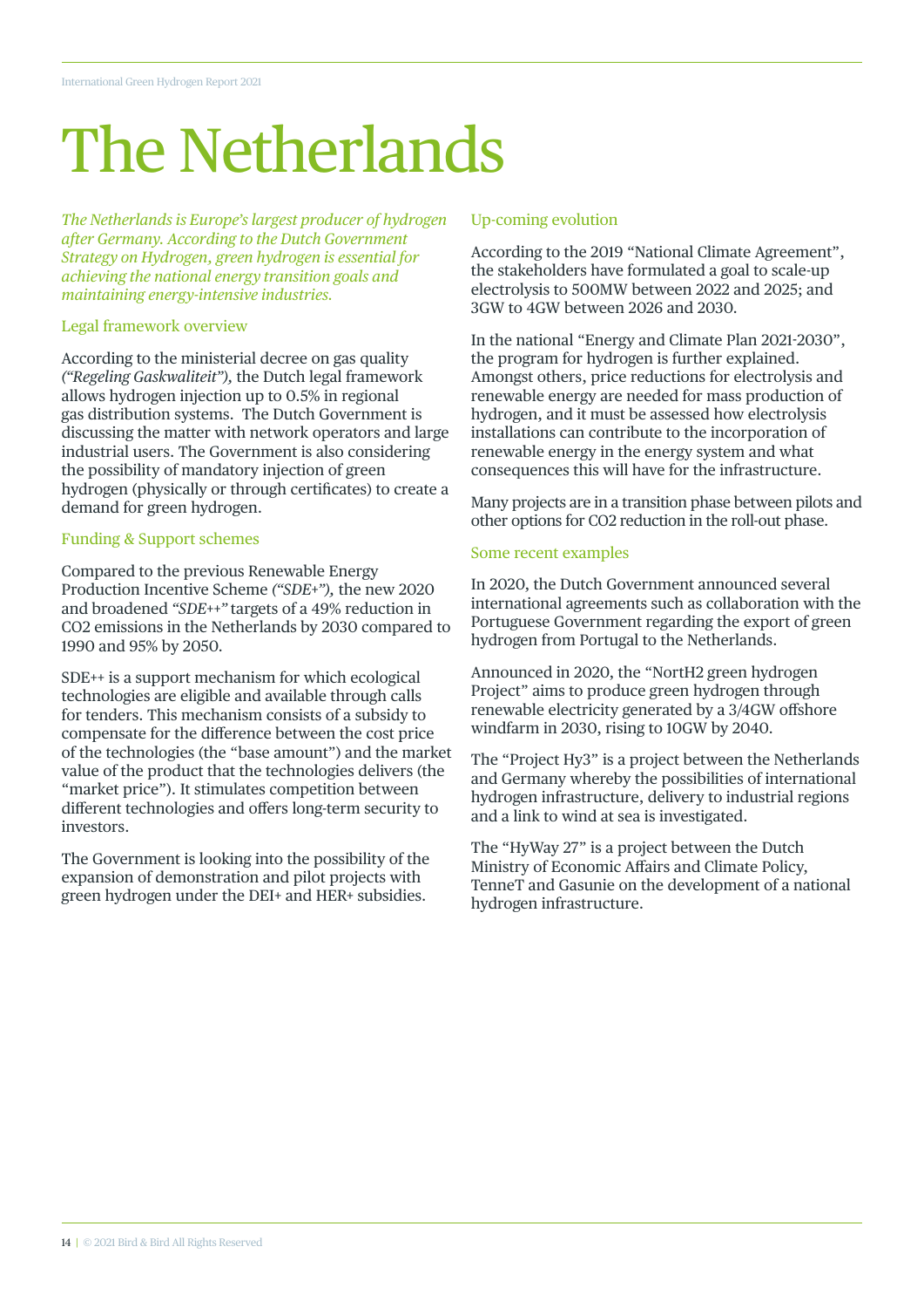# The Netherlands

*The Netherlands is Europe's largest producer of hydrogen after Germany. According to the Dutch Government Strategy on Hydrogen, green hydrogen is essential for achieving the national energy transition goals and maintaining energy-intensive industries.*

## Legal framework overview

According to the ministerial decree on gas quality *("Regeling Gaskwaliteit"),* the Dutch legal framework allows hydrogen injection up to 0.5% in regional gas distribution systems. The Dutch Government is discussing the matter with network operators and large industrial users. The Government is also considering the possibility of mandatory injection of green hydrogen (physically or through certificates) to create a demand for green hydrogen.

## Funding & Support schemes

Compared to the previous Renewable Energy Production Incentive Scheme *("SDE+"),* the new 2020 and broadened *"SDE++"* targets of a 49% reduction in CO2 emissions in the Netherlands by 2030 compared to 1990 and 95% by 2050.

SDE++ is a support mechanism for which ecological technologies are eligible and available through calls for tenders. This mechanism consists of a subsidy to compensate for the difference between the cost price of the technologies (the "base amount") and the market value of the product that the technologies delivers (the "market price"). It stimulates competition between different technologies and offers long-term security to investors.

The Government is looking into the possibility of the expansion of demonstration and pilot projects with green hydrogen under the DEI+ and HER+ subsidies.

## Up-coming evolution

According to the 2019 "National Climate Agreement", the stakeholders have formulated a goal to scale-up electrolysis to 500MW between 2022 and 2025; and 3GW to 4GW between 2026 and 2030.

In the national "Energy and Climate Plan 2021-2030", the program for hydrogen is further explained. Amongst others, price reductions for electrolysis and renewable energy are needed for mass production of hydrogen, and it must be assessed how electrolysis installations can contribute to the incorporation of renewable energy in the energy system and what consequences this will have for the infrastructure.

Many projects are in a transition phase between pilots and other options for CO2 reduction in the roll-out phase.

## Some recent examples

In 2020, the Dutch Government announced several international agreements such as collaboration with the Portuguese Government regarding the export of green hydrogen from Portugal to the Netherlands.

Announced in 2020, the "NortH2 green hydrogen Project" aims to produce green hydrogen through renewable electricity generated by a 3/4GW offshore windfarm in 2030, rising to 10GW by 2040.

The "Project Hy3" is a project between the Netherlands and Germany whereby the possibilities of international hydrogen infrastructure, delivery to industrial regions and a link to wind at sea is investigated.

The "HyWay 27" is a project between the Dutch Ministry of Economic Affairs and Climate Policy, TenneT and Gasunie on the development of a national hydrogen infrastructure.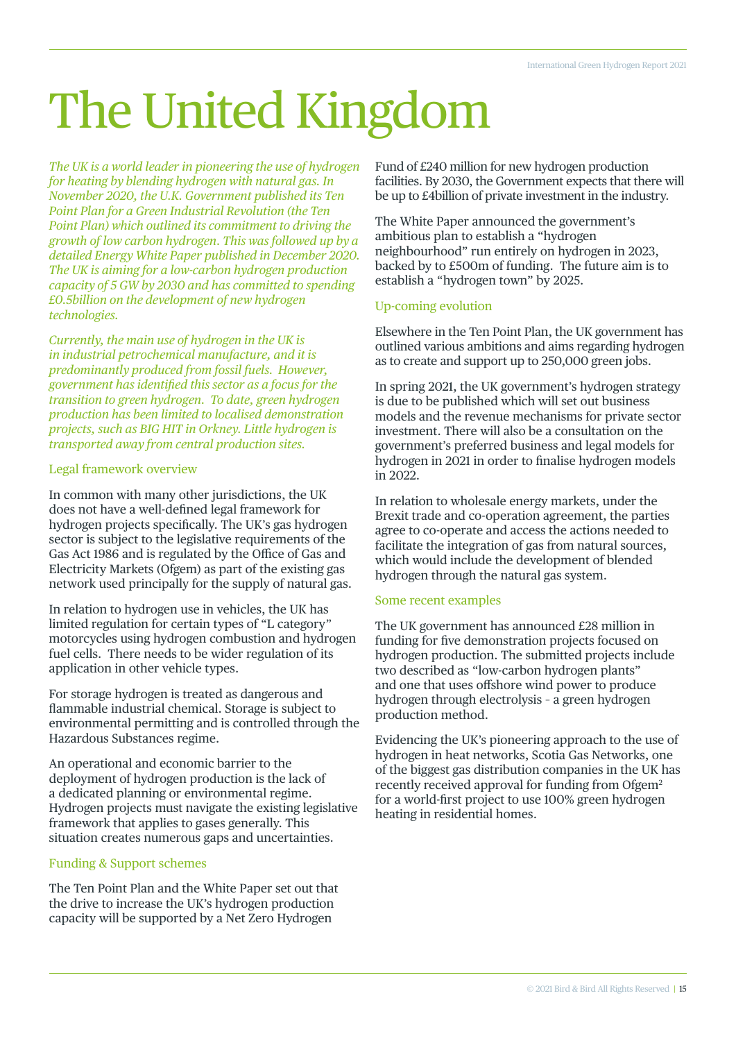# The United Kingdom

*The UK is a world leader in pioneering the use of hydrogen for heating by blending hydrogen with natural gas. In November 2020, the U.K. Government published its Ten Point Plan for a Green Industrial Revolution (the Ten Point Plan) which outlined its commitment to driving the growth of low carbon hydrogen. This was followed up by a detailed Energy White Paper published in December 2020. The UK is aiming for a low-carbon hydrogen production capacity of 5 GW by 2030 and has committed to spending £0.5billion on the development of new hydrogen technologies.*

*Currently, the main use of hydrogen in the UK is in industrial petrochemical manufacture, and it is predominantly produced from fossil fuels. However, government has identified this sector as a focus for the transition to green hydrogen. To date, green hydrogen production has been limited to localised demonstration projects, such as BIG HIT in Orkney. Little hydrogen is transported away from central production sites.*

## Legal framework overview

In common with many other jurisdictions, the UK does not have a well-defined legal framework for hydrogen projects specifically. The UK's gas hydrogen sector is subject to the legislative requirements of the Gas Act 1986 and is regulated by the Office of Gas and Electricity Markets (Ofgem) as part of the existing gas network used principally for the supply of natural gas.

In relation to hydrogen use in vehicles, the UK has limited regulation for certain types of "L category" motorcycles using hydrogen combustion and hydrogen fuel cells. There needs to be wider regulation of its application in other vehicle types.

For storage hydrogen is treated as dangerous and flammable industrial chemical. Storage is subject to environmental permitting and is controlled through the Hazardous Substances regime.

An operational and economic barrier to the deployment of hydrogen production is the lack of a dedicated planning or environmental regime. Hydrogen projects must navigate the existing legislative framework that applies to gases generally. This situation creates numerous gaps and uncertainties.

## Funding & Support schemes

The Ten Point Plan and the White Paper set out that the drive to increase the UK's hydrogen production capacity will be supported by a Net Zero Hydrogen Fund of £240 million for new hydrogen production facilities. By 2030, the Government expects that there will be up to £4billion of private investment in the industry.

The White Paper announced the government's ambitious plan to establish a "hydrogen neighbourhood" run entirely on hydrogen in 2023, backed by to £500m of funding. The future aim is to establish a "hydrogen town" by 2025.

## Up-coming evolution

Elsewhere in the Ten Point Plan, the UK government has outlined various ambitions and aims regarding hydrogen as to create and support up to 250,000 green jobs.

In spring 2021, the UK government's hydrogen strategy is due to be published which will set out business models and the revenue mechanisms for private sector investment. There will also be a consultation on the government's preferred business and legal models for hydrogen in 2021 in order to finalise hydrogen models in 2022.

In relation to wholesale energy markets, under the Brexit trade and co-operation agreement, the parties agree to co-operate and access the actions needed to facilitate the integration of gas from natural sources, which would include the development of blended hydrogen through the natural gas system.

## Some recent examples

The UK government has announced £28 million in funding for five demonstration projects focused on hydrogen production. The submitted projects include two described as "low-carbon hydrogen plants" and one that uses offshore wind power to produce hydrogen through electrolysis - a green hydrogen production method.

Evidencing the UK's pioneering approach to the use of hydrogen in heat networks, Scotia Gas Networks, one of the biggest gas distribution companies in the UK has recently received approval for funding from Ofgem[2] for a world-first project to use 100% green hydrogen heating in residential homes.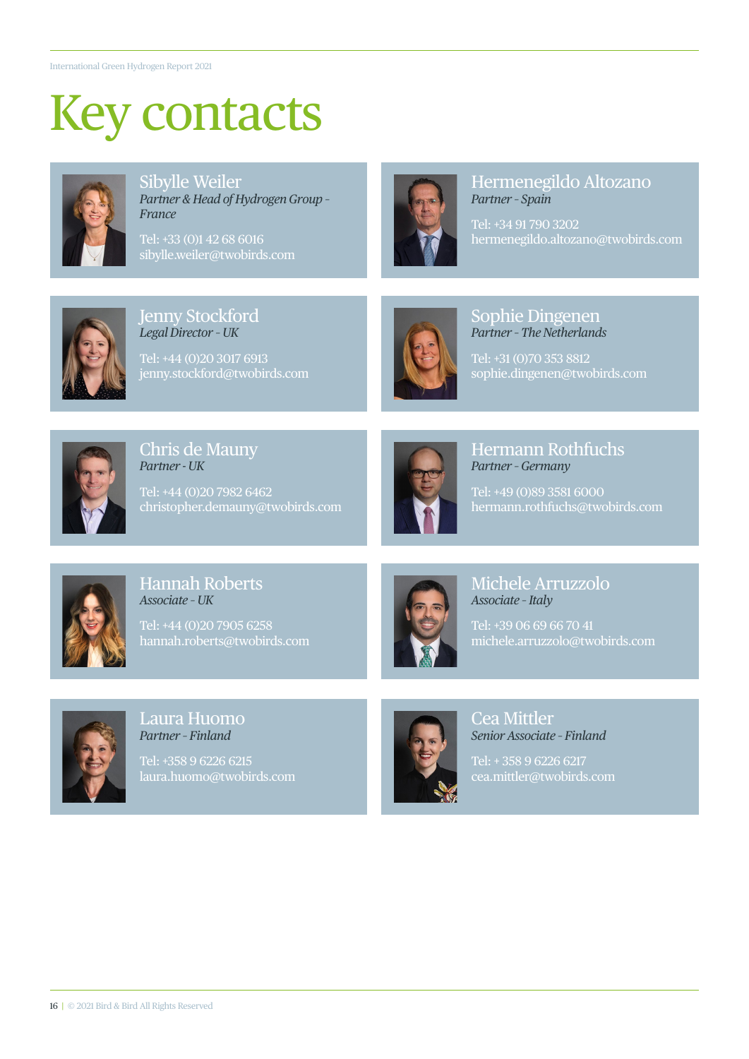# Key contacts

## Sibylle Weiler
*Partner & Head of Hydrogen Group - France*

Tel: +33 (0)1 42 68 6016
sibylle.weiler@twobirds.com

## Hermenegildo Altozano
*Partner - Spain*

Tel: +34 91 790 3202
hermenegildo.altozano@twobirds.com

## Jenny Stockford
*Legal Director - UK*

Tel: +44 (0)20 3017 6913
jenny.stockford@twobirds.com

## Sophie Dingenen
*Partner - The Netherlands*

Tel: +31 (0)70 353 8812
sophie.dingenen@twobirds.com

## Chris de Mauny
*Partner - UK*

Tel: +44 (0)20 7982 6462
christopher.demauny@twobirds.com

## Hermann Rothfuchs
*Partner - Germany*

Tel: +49 (0)89 3581 6000
hermann.rothfuchs@twobirds.com

## Hannah Roberts
*Associate - UK*

Tel: +44 (0)20 7905 6258
hannah.roberts@twobirds.com

## Michele Arruzzolo
*Associate - Italy*

Tel: +39 06 69 66 70 41
michele.arruzzolo@twobirds.com

## Laura Huomo
*Partner - Finland*

Tel: +358 9 6226 6215
laura.huomo@twobirds.com

## Cea Mittler
*Senior Associate - Finland*

Tel: + 358 9 6226 6217
cea.mittler@twobirds.com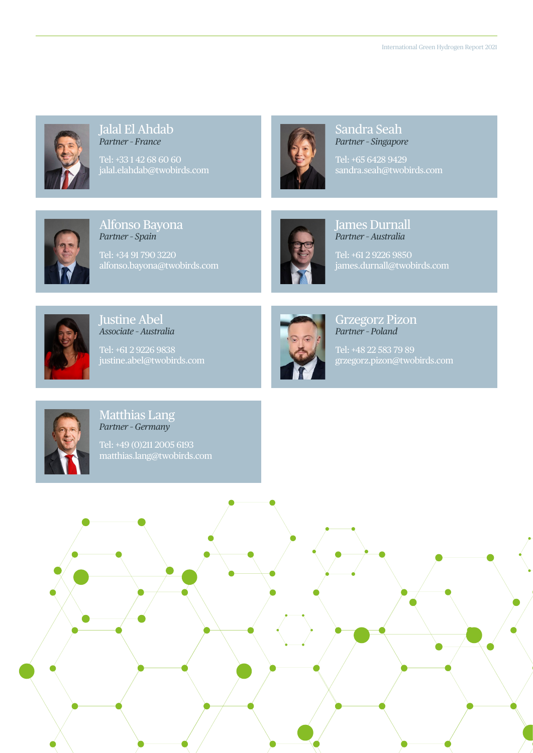### Jalal El Ahdab
*Partner - France*

Tel: +33 1 42 68 60 60
jalal.elahdab@twobirds.com

### Sandra Seah
*Partner - Singapore*

Tel: +65 6428 9429
sandra.seah@twobirds.com

### Alfonso Bayona
*Partner - Spain*

Tel: +34 91 790 3220
alfonso.bayona@twobirds.com

### James Durnall
*Partner - Australia*

Tel: +61 2 9226 9850
james.durnall@twobirds.com

### Justine Abel
*Associate - Australia*

Tel: +61 2 9226 9838
justine.abel@twobirds.com

### Grzegorz Pizon
*Partner - Poland*

Tel: +48 22 583 79 89
grzegorz.pizon@twobirds.com

### Matthias Lang
*Partner - Germany*

Tel: +49 (0)211 2005 6193
matthias.lang@twobirds.com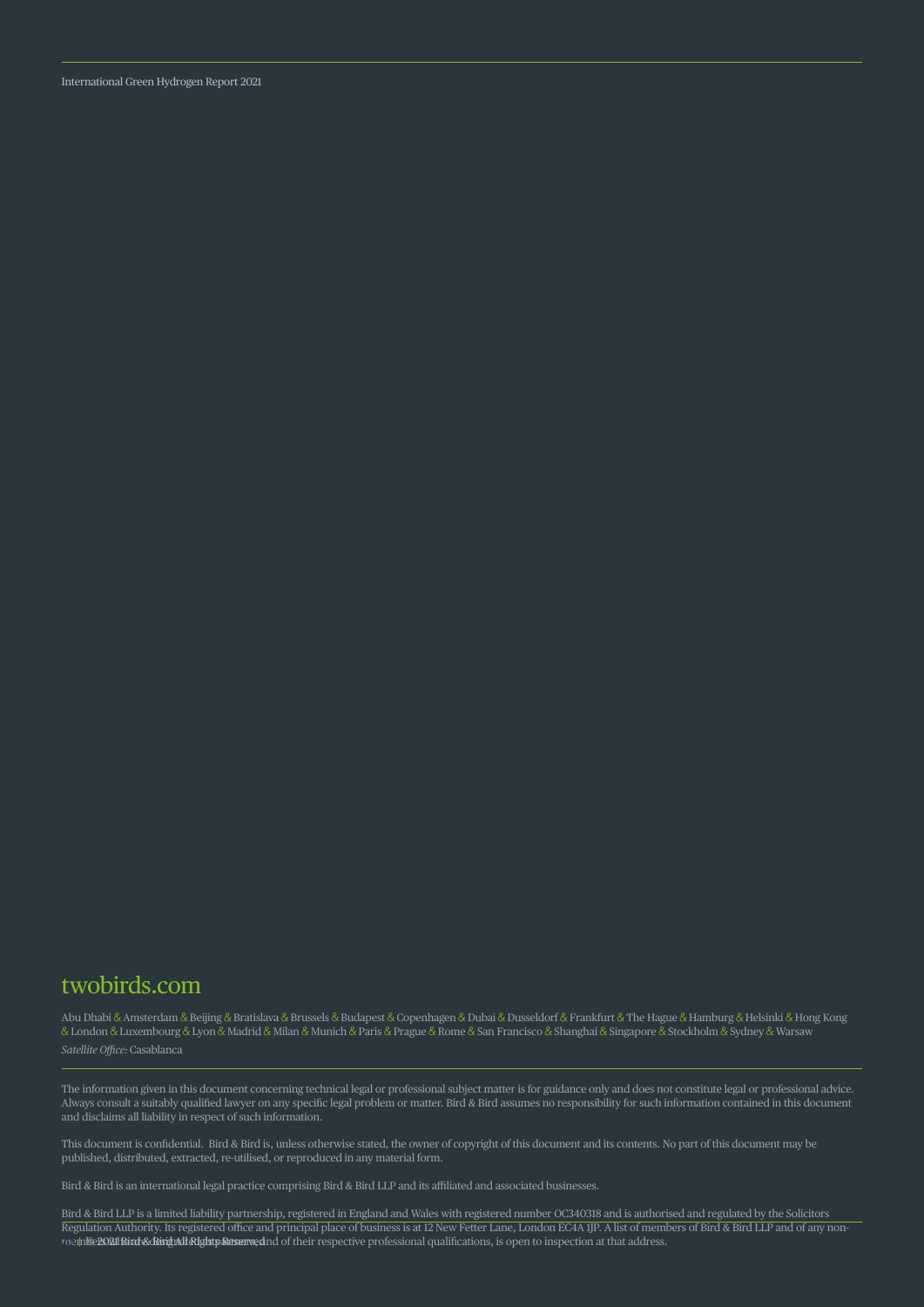twobirds.com

Abu Dhabi & Amsterdam & Beijing & Bratislava & Brussels & Budapest & Copenhagen & Dubai & Dusseldorf & Frankfurt & The Hague & Hamburg & Helsinki & Hong Kong & London & Luxembourg & Lyon & Madrid & Milan & Munich & Paris & Prague & Rome & San Francisco & Shanghai & Singapore & Stockholm & Sydney & Warsaw

*Satellite Office:* Casablanca

The information given in this document concerning technical legal or professional subject matter is for guidance only and does not constitute legal or professional advice. Always consult a suitably qualified lawyer on any specific legal problem or matter. Bird & Bird assumes no responsibility for such information contained in this document and disclaims all liability in respect of such information.

This document is confidential. Bird & Bird is, unless otherwise stated, the owner of copyright of this document and its contents. No part of this document may be published, distributed, extracted, re-utilised, or reproduced in any material form.

Bird & Bird is an international legal practice comprising Bird & Bird LLP and its affiliated and associated businesses.

Bird & Bird LLP is a limited liability partnership, registered in England and Wales with registered number OC340318 and is authorised and regulated by the Solicitors Regulation Authority. Its registered office and principal place of business is at 12 New Fetter Lane, London EC4A 1JP. A list of members of Bird & Bird LLP and of any non-members who are designated as partners, and of their respective professional qualifications, is open to inspection at that address.

© 2021 Bird & Bird All Rights Reserved